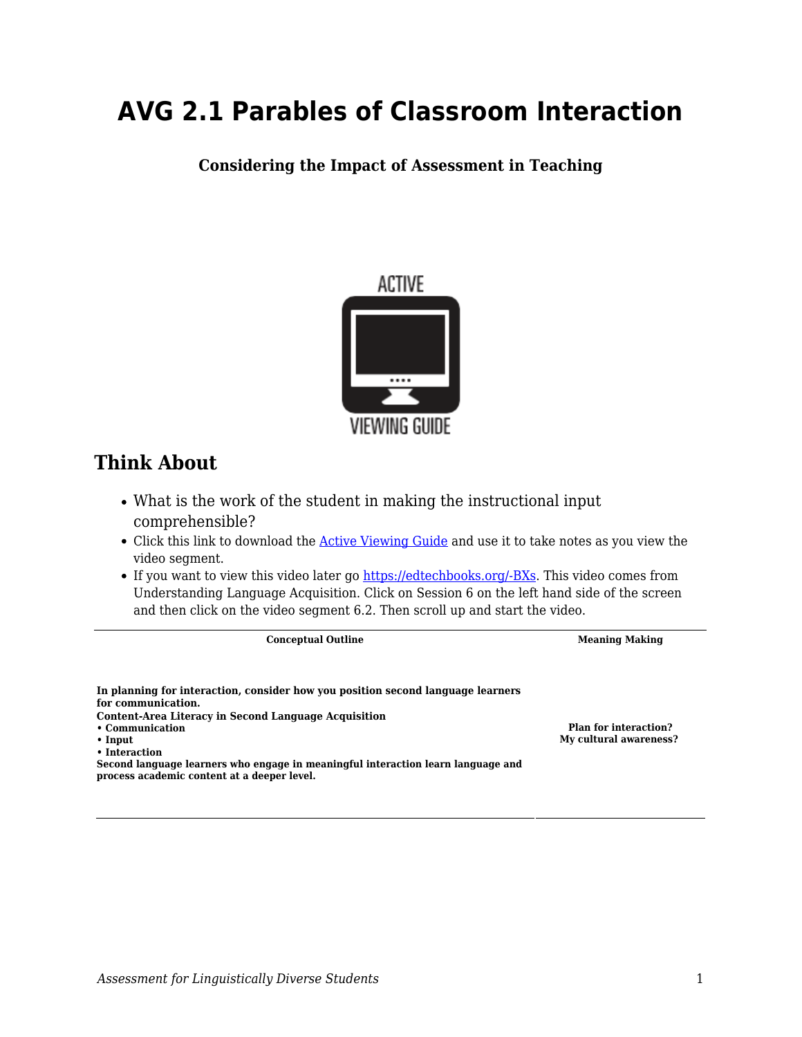# AVG 2.1 Parables of Classroom Interaction

**Considering the Impact of Assessment in Teaching**

## Think About

- What is the work of the student in making the instructional input comprehensible?
- Click this link to download the [Active Viewing Guide](#) and use it to take notes as you view the video segment.
- If you want to view this video later go https://edtechbooks.org/-BXs. This video comes from Understanding Language Acquisition. Click on Session 6 on the left hand side of the screen and then click on the video segment 6.2. Then scroll up and start the video.

| Conceptual Outline | Meaning Making |
|---|---|
| **In planning for interaction, consider how you position second language learners for communication.**<br>**Content-Area Literacy in Second Language Acquisition**<br>**• Communication**<br>**• Input**<br>**• Interaction**<br>**Second language learners who engage in meaningful interaction learn language and process academic content at a deeper level.** | **Plan for interaction?**<br>**My cultural awareness?** |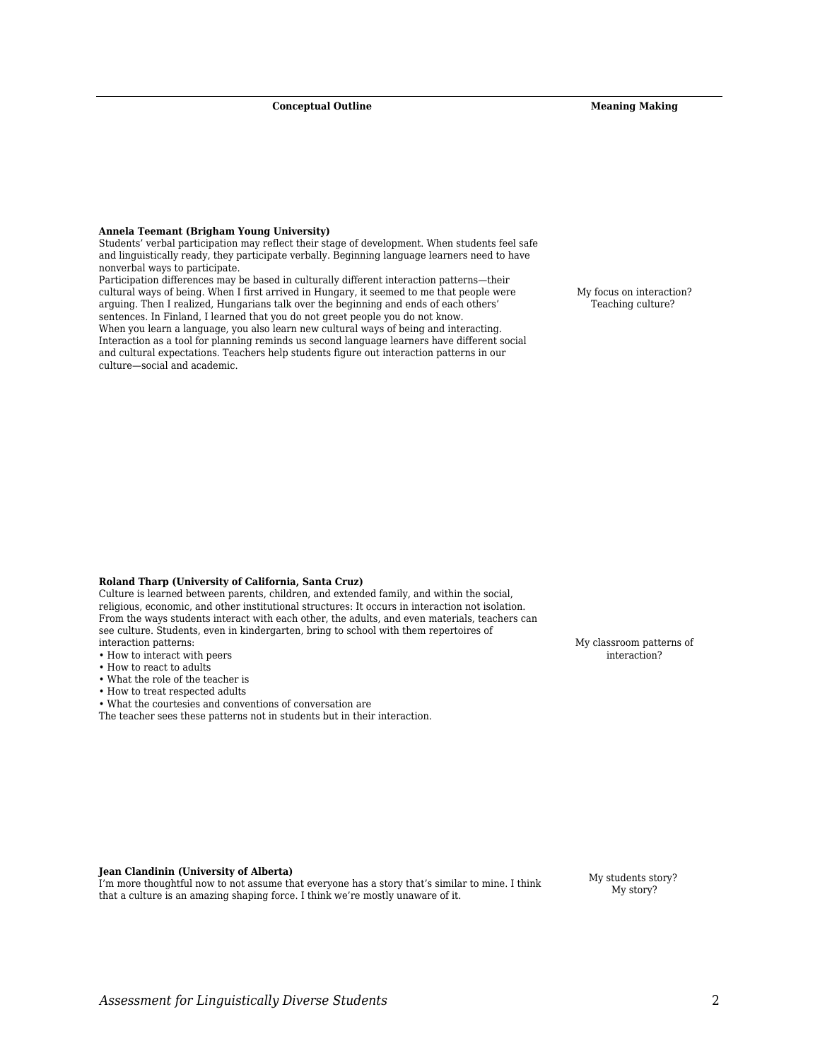| Conceptual Outline | Meaning Making |
| --- | --- |
| **Annela Teemant (Brigham Young University)**<br>Students' verbal participation may reflect their stage of development. When students feel safe and linguistically ready, they participate verbally. Beginning language learners need to have nonverbal ways to participate.<br>Participation differences may be based in culturally different interaction patterns—their cultural ways of being. When I first arrived in Hungary, it seemed to me that people were arguing. Then I realized, Hungarians talk over the beginning and ends of each others' sentences. In Finland, I learned that you do not greet people you do not know.<br>When you learn a language, you also learn new cultural ways of being and interacting. Interaction as a tool for planning reminds us second language learners have different social and cultural expectations. Teachers help students figure out interaction patterns in our culture—social and academic. | My focus on interaction?<br>Teaching culture? |
| **Roland Tharp (University of California, Santa Cruz)**<br>Culture is learned between parents, children, and extended family, and within the social, religious, economic, and other institutional structures: It occurs in interaction not isolation. From the ways students interact with each other, the adults, and even materials, teachers can see culture. Students, even in kindergarten, bring to school with them repertoires of interaction patterns:<br>• How to interact with peers<br>• How to react to adults<br>• What the role of the teacher is<br>• How to treat respected adults<br>• What the courtesies and conventions of conversation are<br>The teacher sees these patterns not in students but in their interaction. | My classroom patterns of interaction? |
| **Jean Clandinin (University of Alberta)**<br>I'm more thoughtful now to not assume that everyone has a story that's similar to mine. I think that a culture is an amazing shaping force. I think we're mostly unaware of it. | My students story?<br>My story? |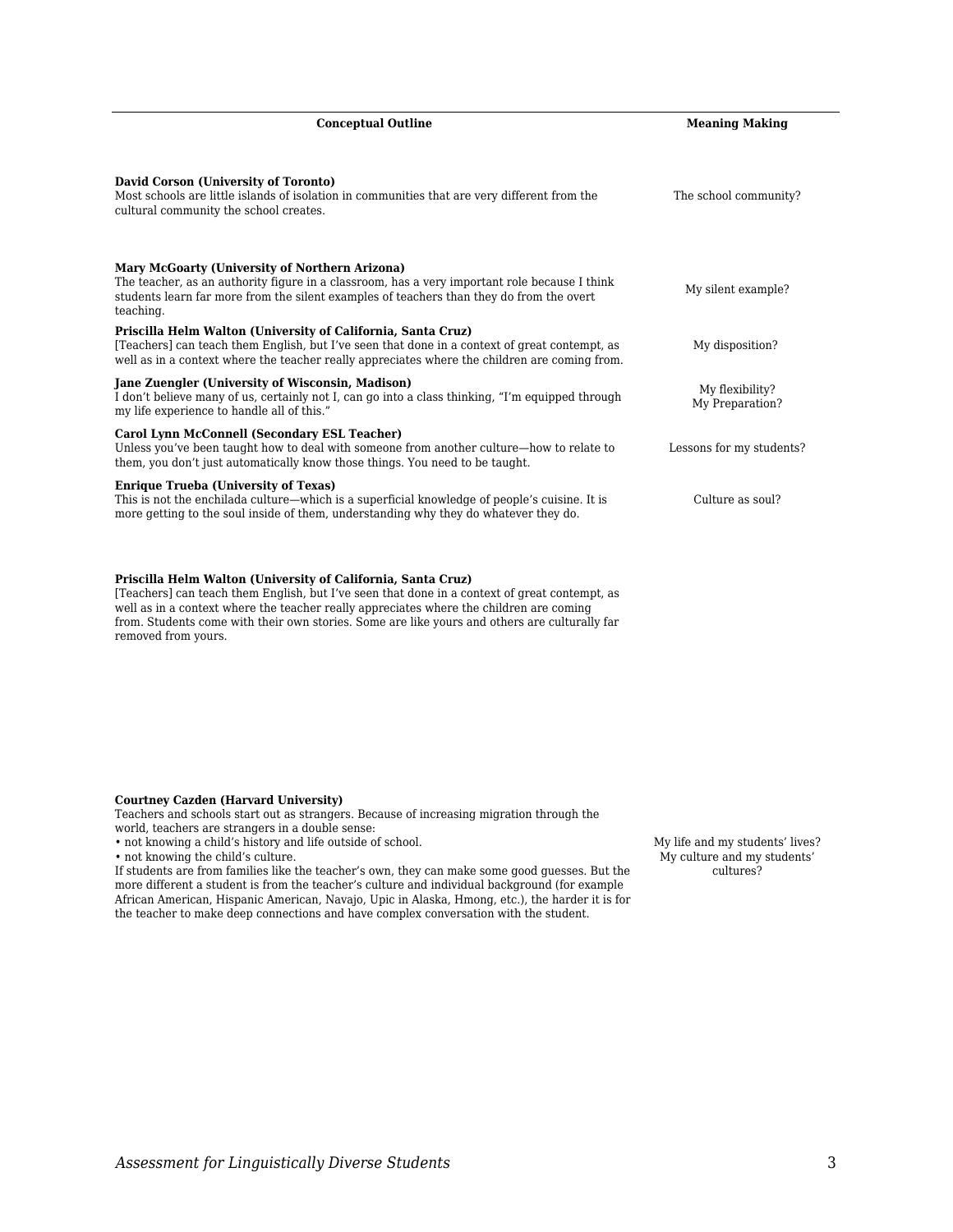| Conceptual Outline | Meaning Making |
| --- | --- |
| **David Corson (University of Toronto)**<br>Most schools are little islands of isolation in communities that are very different from the cultural community the school creates. | The school community? |
| **Mary McGoarty (University of Northern Arizona)**<br>The teacher, as an authority figure in a classroom, has a very important role because I think students learn far more from the silent examples of teachers than they do from the overt teaching. | My silent example? |
| **Priscilla Helm Walton (University of California, Santa Cruz)**<br>[Teachers] can teach them English, but I've seen that done in a context of great contempt, as well as in a context where the teacher really appreciates where the children are coming from. | My disposition? |
| **Jane Zuengler (University of Wisconsin, Madison)**<br>I don't believe many of us, certainly not I, can go into a class thinking, "I'm equipped through my life experience to handle all of this." | My flexibility?<br>My Preparation? |
| **Carol Lynn McConnell (Secondary ESL Teacher)**<br>Unless you've been taught how to deal with someone from another culture—how to relate to them, you don't just automatically know those things. You need to be taught. | Lessons for my students? |
| **Enrique Trueba (University of Texas)**<br>This is not the enchilada culture—which is a superficial knowledge of people's cuisine. It is more getting to the soul inside of them, understanding why they do whatever they do. | Culture as soul? |
| **Priscilla Helm Walton (University of California, Santa Cruz)**<br>[Teachers] can teach them English, but I've seen that done in a context of great contempt, as well as in a context where the teacher really appreciates where the children are coming from. Students come with their own stories. Some are like yours and others are culturally far removed from yours. | |
| **Courtney Cazden (Harvard University)**<br>Teachers and schools start out as strangers. Because of increasing migration through the world, teachers are strangers in a double sense:<br>• not knowing a child's history and life outside of school.<br>• not knowing the child's culture.<br>If students are from families like the teacher's own, they can make some good guesses. But the more different a student is from the teacher's culture and individual background (for example African American, Hispanic American, Navajo, Upic in Alaska, Hmong, etc.), the harder it is for the teacher to make deep connections and have complex conversation with the student. | My life and my students' lives?<br>My culture and my students' cultures? |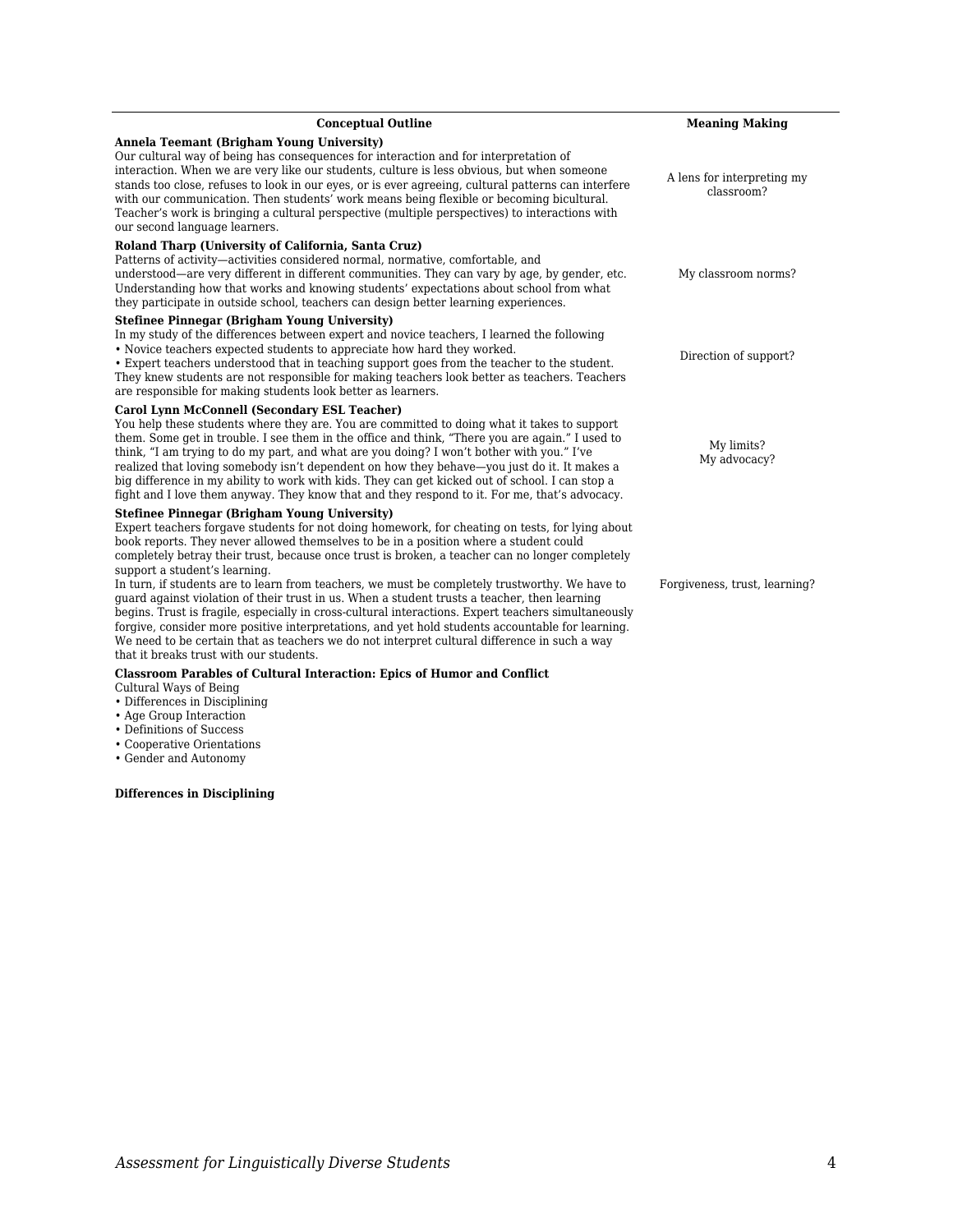| Conceptual Outline | Meaning Making |
|---|---|
| **Annela Teemant (Brigham Young University)**<br>Our cultural way of being has consequences for interaction and for interpretation of interaction. When we are very like our students, culture is less obvious, but when someone stands too close, refuses to look in our eyes, or is ever agreeing, cultural patterns can interfere with our communication. Then students' work means being flexible or becoming bicultural. Teacher's work is bringing a cultural perspective (multiple perspectives) to interactions with our second language learners. | A lens for interpreting my classroom? |
| **Roland Tharp (University of California, Santa Cruz)**<br>Patterns of activity—activities considered normal, normative, comfortable, and understood—are very different in different communities. They can vary by age, by gender, etc. Understanding how that works and knowing students' expectations about school from what they participate in outside school, teachers can design better learning experiences. | My classroom norms? |
| **Stefinee Pinnegar (Brigham Young University)**<br>In my study of the differences between expert and novice teachers, I learned the following<br>• Novice teachers expected students to appreciate how hard they worked.<br>• Expert teachers understood that in teaching support goes from the teacher to the student. They knew students are not responsible for making teachers look better as teachers. Teachers are responsible for making students look better as learners. | Direction of support? |
| **Carol Lynn McConnell (Secondary ESL Teacher)**<br>You help these students where they are. You are committed to doing what it takes to support them. Some get in trouble. I see them in the office and think, "There you are again." I used to think, "I am trying to do my part, and what are you doing? I won't bother with you." I've realized that loving somebody isn't dependent on how they behave—you just do it. It makes a big difference in my ability to work with kids. They can get kicked out of school. I can stop a fight and I love them anyway. They know that and they respond to it. For me, that's advocacy. | My limits?<br>My advocacy? |
| **Stefinee Pinnegar (Brigham Young University)**<br>Expert teachers forgave students for not doing homework, for cheating on tests, for lying about book reports. They never allowed themselves to be in a position where a student could completely betray their trust, because once trust is broken, a teacher can no longer completely support a student's learning.<br>In turn, if students are to learn from teachers, we must be completely trustworthy. We have to guard against violation of their trust in us. When a student trusts a teacher, then learning begins. Trust is fragile, especially in cross-cultural interactions. Expert teachers simultaneously forgive, consider more positive interpretations, and yet hold students accountable for learning. We need to be certain that as teachers we do not interpret cultural difference in such a way that it breaks trust with our students. | Forgiveness, trust, learning? |
| **Classroom Parables of Cultural Interaction: Epics of Humor and Conflict**<br>Cultural Ways of Being<br>• Differences in Disciplining<br>• Age Group Interaction<br>• Definitions of Success<br>• Cooperative Orientations<br>• Gender and Autonomy | |

**Differences in Disciplining**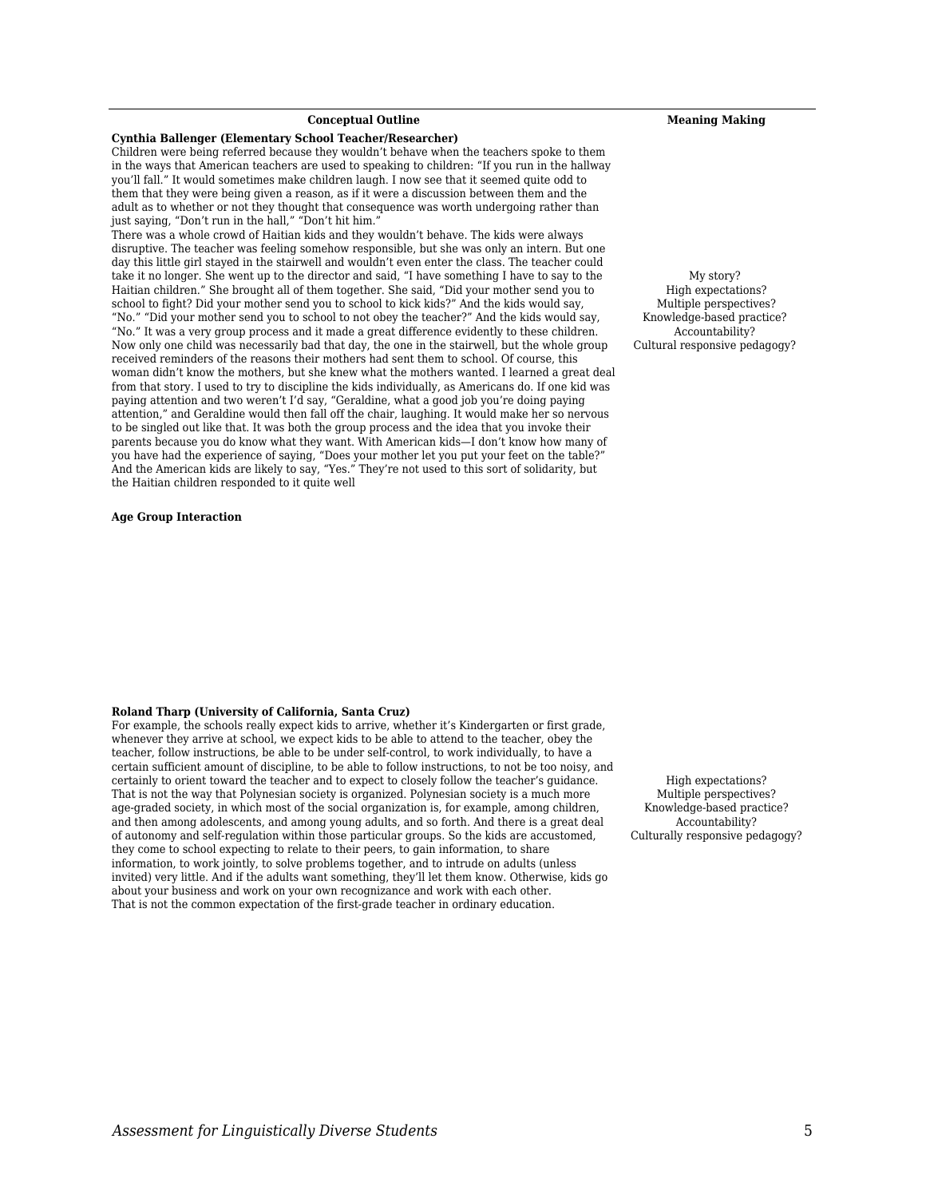| Conceptual Outline | Meaning Making |
|---|---|
| **Cynthia Ballenger (Elementary School Teacher/Researcher)**<br>Children were being referred because they wouldn't behave when the teachers spoke to them in the ways that American teachers are used to speaking to children: "If you run in the hallway you'll fall." It would sometimes make children laugh. I now see that it seemed quite odd to them that they were being given a reason, as if it were a discussion between them and the adult as to whether or not they thought that consequence was worth undergoing rather than just saying, "Don't run in the hall," "Don't hit him."<br>There was a whole crowd of Haitian kids and they wouldn't behave. The kids were always disruptive. The teacher was feeling somehow responsible, but she was only an intern. But one day this little girl stayed in the stairwell and wouldn't even enter the class. The teacher could take it no longer. She went up to the director and said, "I have something I have to say to the Haitian children." She brought all of them together. She said, "Did your mother send you to school to fight? Did your mother send you to school to kick kids?" And the kids would say, "No." "Did your mother send you to school to not obey the teacher?" And the kids would say, "No." It was a very group process and it made a great difference evidently to these children. Now only one child was necessarily bad that day, the one in the stairwell, but the whole group received reminders of the reasons their mothers had sent them to school. Of course, this woman didn't know the mothers, but she knew what the mothers wanted. I learned a great deal from that story. I used to try to discipline the kids individually, as Americans do. If one kid was paying attention and two weren't I'd say, "Geraldine, what a good job you're doing paying attention," and Geraldine would then fall off the chair, laughing. It would make her so nervous to be singled out like that. It was both the group process and the idea that you invoke their parents because you do know what they want. With American kids—I don't know how many of you have had the experience of saying, "Does your mother let you put your feet on the table?" And the American kids are likely to say, "Yes." They're not used to this sort of solidarity, but the Haitian children responded to it quite well | My story?<br>High expectations?<br>Multiple perspectives?<br>Knowledge-based practice?<br>Accountability?<br>Cultural responsive pedagogy? |
| **Age Group Interaction** | |
| **Roland Tharp (University of California, Santa Cruz)**<br>For example, the schools really expect kids to arrive, whether it's Kindergarten or first grade, whenever they arrive at school, we expect kids to be able to attend to the teacher, obey the teacher, follow instructions, be able to be under self-control, to work individually, to have a certain sufficient amount of discipline, to be able to follow instructions, to not be too noisy, and certainly to orient toward the teacher and to expect to closely follow the teacher's guidance. That is not the way that Polynesian society is organized. Polynesian society is a much more age-graded society, in which most of the social organization is, for example, among children, and then among adolescents, and among young adults, and so forth. And there is a great deal of autonomy and self-regulation within those particular groups. So the kids are accustomed, they come to school expecting to relate to their peers, to gain information, to share information, to work jointly, to solve problems together, and to intrude on adults (unless invited) very little. And if the adults want something, they'll let them know. Otherwise, kids go about your business and work on your own recognizance and work with each other.<br>That is not the common expectation of the first-grade teacher in ordinary education. | High expectations?<br>Multiple perspectives?<br>Knowledge-based practice?<br>Accountability?<br>Culturally responsive pedagogy? |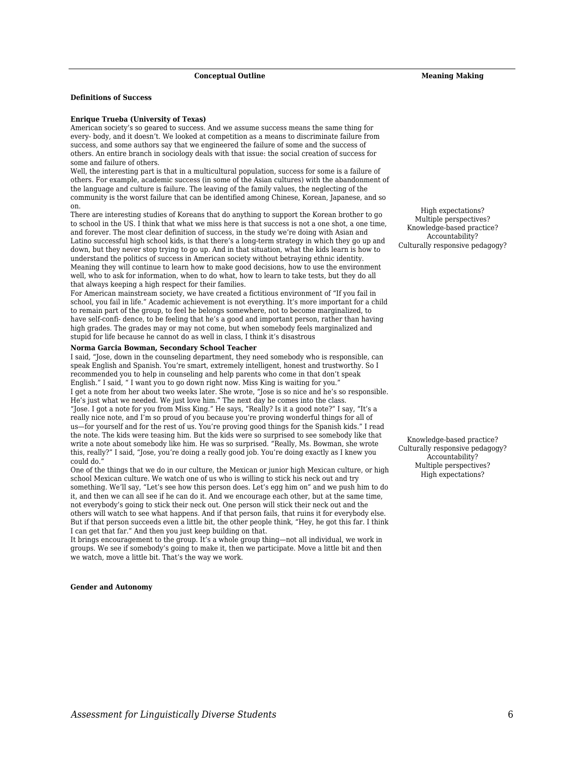| Conceptual Outline | Meaning Making |
|---|---|

**Definitions of Success**

**Enrique Trueba (University of Texas)**

American society's so geared to success. And we assume success means the same thing for every- body, and it doesn't. We looked at competition as a means to discriminate failure from success, and some authors say that we engineered the failure of some and the success of others. An entire branch in sociology deals with that issue: the social creation of success for some and failure of others.

Well, the interesting part is that in a multicultural population, success for some is a failure of others. For example, academic success (in some of the Asian cultures) with the abandonment of the language and culture is failure. The leaving of the family values, the neglecting of the community is the worst failure that can be identified among Chinese, Korean, Japanese, and so on.

There are interesting studies of Koreans that do anything to support the Korean brother to go to school in the US. I think that what we miss here is that success is not a one shot, a one time, and forever. The most clear definition of success, in the study we're doing with Asian and Latino successful high school kids, is that there's a long-term strategy in which they go up and down, but they never stop trying to go up. And in that situation, what the kids learn is how to understand the politics of success in American society without betraying ethnic identity. Meaning they will continue to learn how to make good decisions, how to use the environment well, who to ask for information, when to do what, how to learn to take tests, but they do all that always keeping a high respect for their families.

For American mainstream society, we have created a fictitious environment of "If you fail in school, you fail in life." Academic achievement is not everything. It's more important for a child to remain part of the group, to feel he belongs somewhere, not to become marginalized, to have self-confi- dence, to be feeling that he's a good and important person, rather than having high grades. The grades may or may not come, but when somebody feels marginalized and stupid for life because he cannot do as well in class, I think it's disastrous

*Meaning Making:*
High expectations?
Multiple perspectives?
Knowledge-based practice?
Accountability?
Culturally responsive pedagogy?

**Norma Garcia Bowman, Secondary School Teacher**

I said, "Jose, down in the counseling department, they need somebody who is responsible, can speak English and Spanish. You're smart, extremely intelligent, honest and trustworthy. So I recommended you to help in counseling and help parents who come in that don't speak English." I said, " I want you to go down right now. Miss King is waiting for you."

I get a note from her about two weeks later. She wrote, "Jose is so nice and he's so responsible. He's just what we needed. We just love him." The next day he comes into the class.

"Jose. I got a note for you from Miss King." He says, "Really? Is it a good note?" I say, "It's a really nice note, and I'm so proud of you because you're proving wonderful things for all of us—for yourself and for the rest of us. You're proving good things for the Spanish kids." I read the note. The kids were teasing him. But the kids were so surprised to see somebody like that write a note about somebody like him. He was so surprised. "Really, Ms. Bowman, she wrote this, really?" I said, "Jose, you're doing a really good job. You're doing exactly as I knew you could do."

One of the things that we do in our culture, the Mexican or junior high Mexican culture, or high school Mexican culture. We watch one of us who is willing to stick his neck out and try something. We'll say, "Let's see how this person does. Let's egg him on" and we push him to do it, and then we can all see if he can do it. And we encourage each other, but at the same time, not everybody's going to stick their neck out. One person will stick their neck out and the others will watch to see what happens. And if that person fails, that ruins it for everybody else. But if that person succeeds even a little bit, the other people think, "Hey, he got this far. I think I can get that far." And then you just keep building on that.

It brings encouragement to the group. It's a whole group thing—not all individual, we work in groups. We see if somebody's going to make it, then we participate. Move a little bit and then we watch, move a little bit. That's the way we work.

*Meaning Making:*
Knowledge-based practice?
Culturally responsive pedagogy?
Accountability?
Multiple perspectives?
High expectations?

**Gender and Autonomy**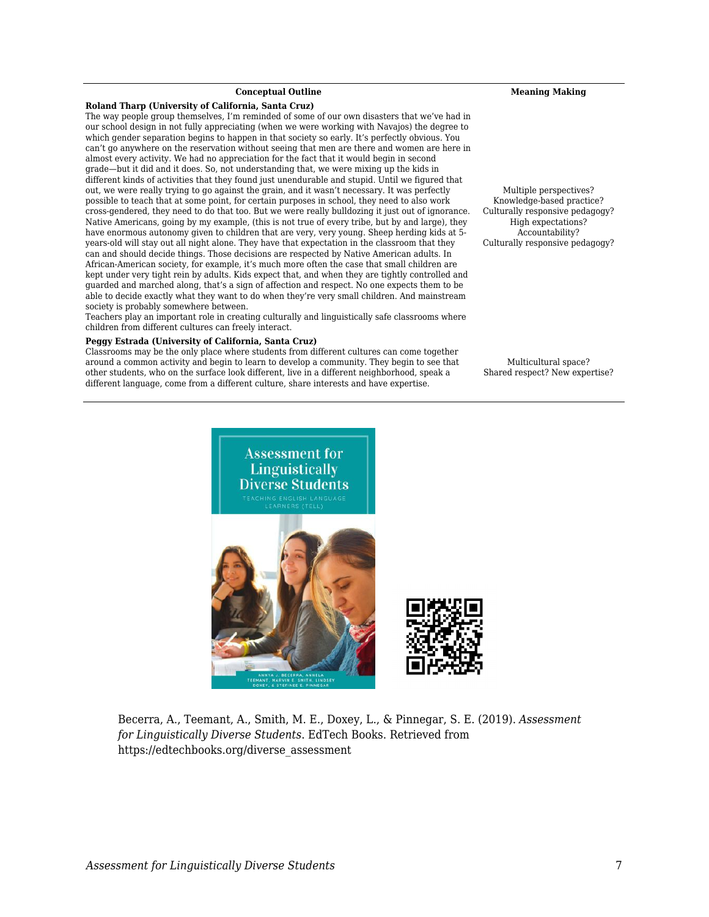| Conceptual Outline | Meaning Making |
| --- | --- |
| **Roland Tharp (University of California, Santa Cruz)**<br>The way people group themselves, I'm reminded of some of our own disasters that we've had in our school design in not fully appreciating (when we were working with Navajos) the degree to which gender separation begins to happen in that society so early. It's perfectly obvious. You can't go anywhere on the reservation without seeing that men are there and women are here in almost every activity. We had no appreciation for the fact that it would begin in second grade—but it did and it does. So, not understanding that, we were mixing up the kids in different kinds of activities that they found just unendurable and stupid. Until we figured that out, we were really trying to go against the grain, and it wasn't necessary. It was perfectly possible to teach that at some point, for certain purposes in school, they need to also work cross-gendered, they need to do that too. But we were really bulldozing it just out of ignorance. Native Americans, going by my example, (this is not true of every tribe, but by and large), they have enormous autonomy given to children that are very, very young. Sheep herding kids at 5-years-old will stay out all night alone. They have that expectation in the classroom that they can and should decide things. Those decisions are respected by Native American adults. In African-American society, for example, it's much more often the case that small children are kept under very tight rein by adults. Kids expect that, and when they are tightly controlled and guarded and marched along, that's a sign of affection and respect. No one expects them to be able to decide exactly what they want to do when they're very small children. And mainstream society is probably somewhere between.<br>Teachers play an important role in creating culturally and linguistically safe classrooms where children from different cultures can freely interact. | Multiple perspectives?<br>Knowledge-based practice?<br>Culturally responsive pedagogy?<br>High expectations?<br>Accountability?<br>Culturally responsive pedagogy? |
| **Peggy Estrada (University of California, Santa Cruz)**<br>Classrooms may be the only place where students from different cultures can come together around a common activity and begin to learn to develop a community. They begin to see that other students, who on the surface look different, live in a different neighborhood, speak a different language, come from a different culture, share interests and have expertise. | Multicultural space?<br>Shared respect? New expertise? |

Becerra, A., Teemant, A., Smith, M. E., Doxey, L., & Pinnegar, S. E. (2019). *Assessment for Linguistically Diverse Students*. EdTech Books. Retrieved from https://edtechbooks.org/diverse_assessment